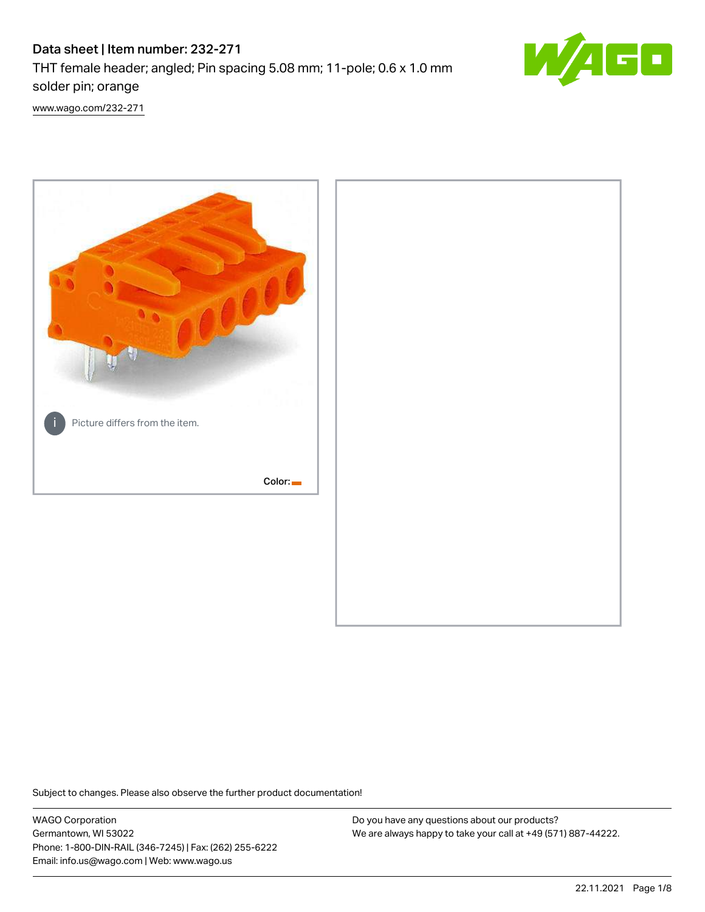# Data sheet | Item number: 232-271

THT female header; angled; Pin spacing 5.08 mm; 11-pole; 0.6 x 1.0 mm solder pin; orange

www.wago.com/232-271

Picture differs from the item.

Color:

Subject to changes. Please also observe the further product documentation!

WAGO Corporation
Germantown, WI 53022
Phone: 1-800-DIN-RAIL (346-7245) | Fax: (262) 255-6222
Email: info.us@wago.com | Web: www.wago.us

Do you have any questions about our products?
We are always happy to take your call at +49 (571) 887-44222.

22.11.2021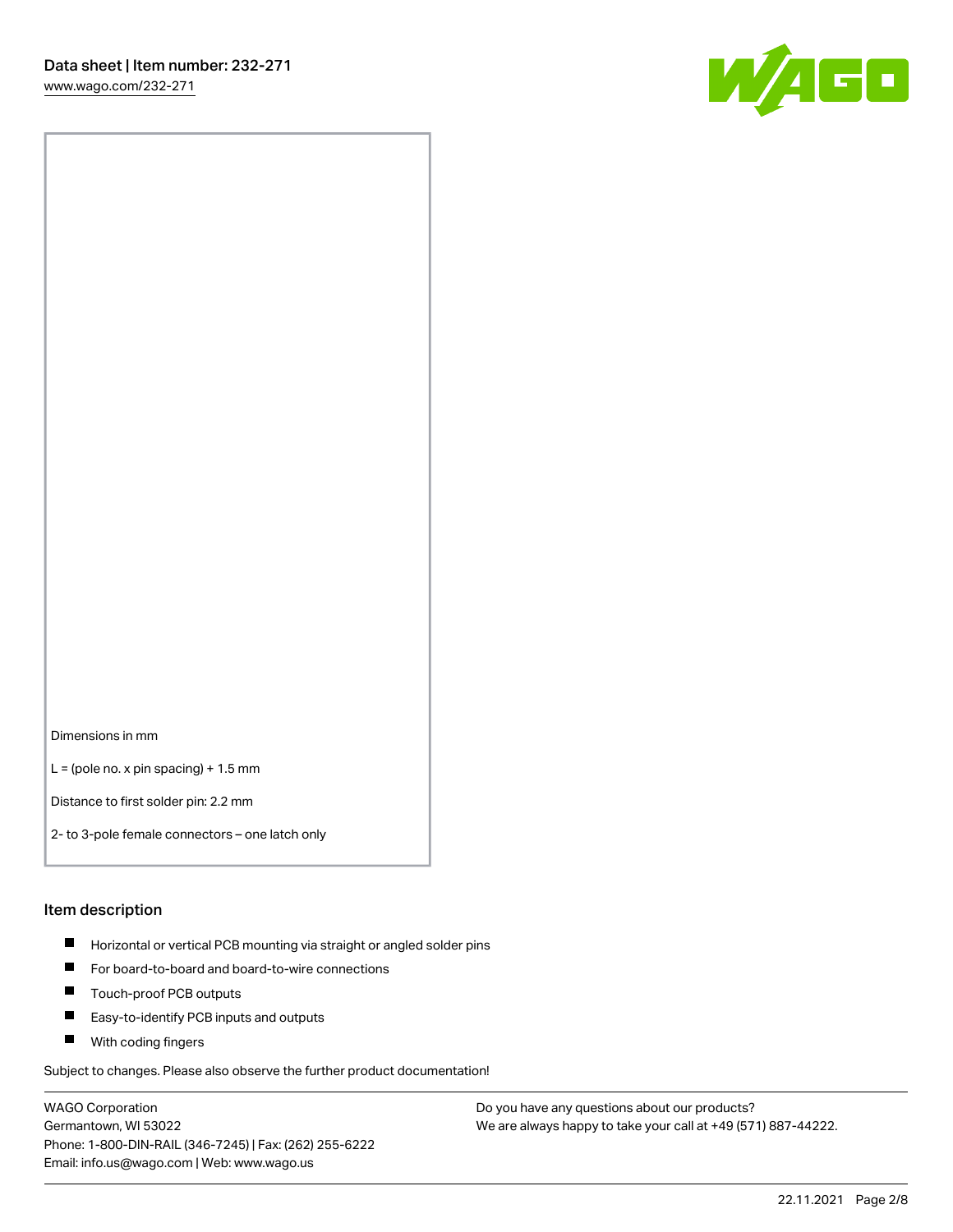Dimensions in mm

L = (pole no. x pin spacing) + 1.5 mm

Distance to first solder pin: 2.2 mm

2- to 3-pole female connectors – one latch only

## Item description

- Horizontal or vertical PCB mounting via straight or angled solder pins
- For board-to-board and board-to-wire connections
- Touch-proof PCB outputs
- Easy-to-identify PCB inputs and outputs
- With coding fingers

Subject to changes. Please also observe the further product documentation!

WAGO Corporation
Germantown, WI 53022
Phone: 1-800-DIN-RAIL (346-7245) | Fax: (262) 255-6222
Email: info.us@wago.com | Web: www.wago.us

Do you have any questions about our products?
We are always happy to take your call at +49 (571) 887-44222.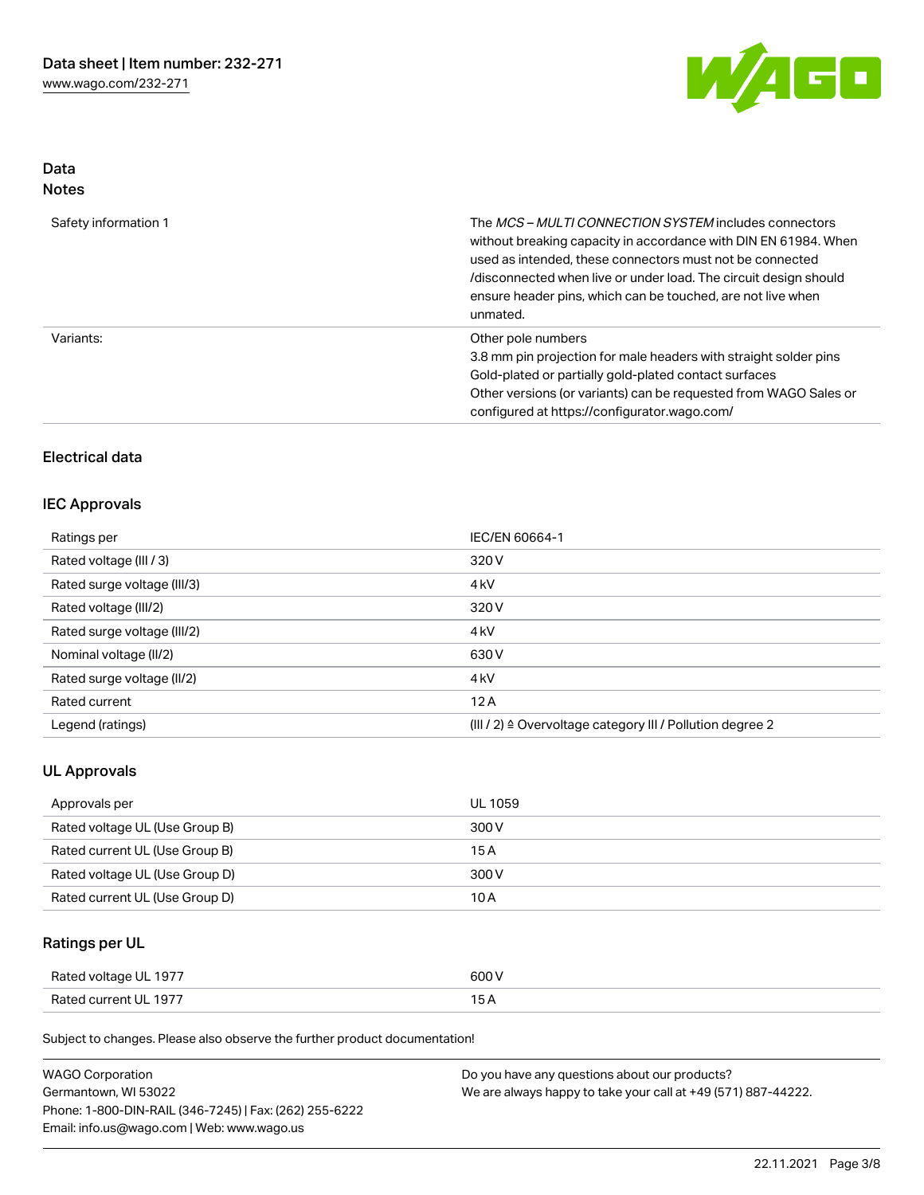## Data
## Notes

| | |
|---|---|
| Safety information 1 | The *MCS – MULTI CONNECTION SYSTEM* includes connectors without breaking capacity in accordance with DIN EN 61984. When used as intended, these connectors must not be connected /disconnected when live or under load. The circuit design should ensure header pins, which can be touched, are not live when unmated. |
| Variants: | Other pole numbers<br>3.8 mm pin projection for male headers with straight solder pins<br>Gold-plated or partially gold-plated contact surfaces<br>Other versions (or variants) can be requested from WAGO Sales or configured at https://configurator.wago.com/ |

## Electrical data

### IEC Approvals

| | |
|---|---|
| Ratings per | IEC/EN 60664-1 |
| Rated voltage (III / 3) | 320 V |
| Rated surge voltage (III/3) | 4 kV |
| Rated voltage (III/2) | 320 V |
| Rated surge voltage (III/2) | 4 kV |
| Nominal voltage (II/2) | 630 V |
| Rated surge voltage (II/2) | 4 kV |
| Rated current | 12 A |
| Legend (ratings) | (III / 2) ≙ Overvoltage category III / Pollution degree 2 |

### UL Approvals

| | |
|---|---|
| Approvals per | UL 1059 |
| Rated voltage UL (Use Group B) | 300 V |
| Rated current UL (Use Group B) | 15 A |
| Rated voltage UL (Use Group D) | 300 V |
| Rated current UL (Use Group D) | 10 A |

### Ratings per UL

| | |
|---|---|
| Rated voltage UL 1977 | 600 V |
| Rated current UL 1977 | 15 A |

Subject to changes. Please also observe the further product documentation!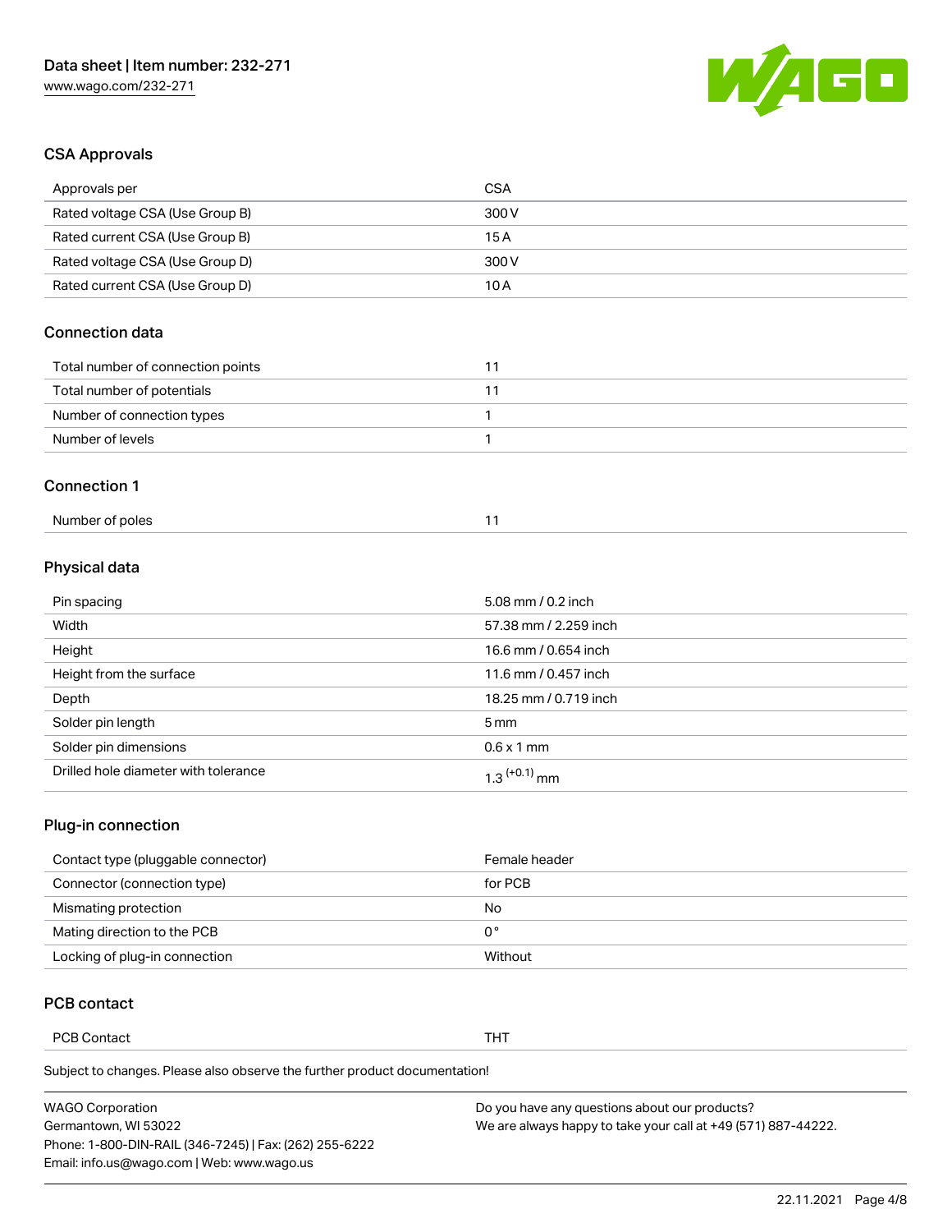## CSA Approvals

| Approvals per | CSA |
| --- | --- |
| Rated voltage CSA (Use Group B) | 300 V |
| Rated current CSA (Use Group B) | 15 A |
| Rated voltage CSA (Use Group D) | 300 V |
| Rated current CSA (Use Group D) | 10 A |

## Connection data

| | |
| --- | --- |
| Total number of connection points | 11 |
| Total number of potentials | 11 |
| Number of connection types | 1 |
| Number of levels | 1 |

## Connection 1

| | |
| --- | --- |
| Number of poles | 11 |

## Physical data

| | |
| --- | --- |
| Pin spacing | 5.08 mm / 0.2 inch |
| Width | 57.38 mm / 2.259 inch |
| Height | 16.6 mm / 0.654 inch |
| Height from the surface | 11.6 mm / 0.457 inch |
| Depth | 18.25 mm / 0.719 inch |
| Solder pin length | 5 mm |
| Solder pin dimensions | 0.6 x 1 mm |
| Drilled hole diameter with tolerance | $1.3^{(+0.1)}$ mm |

## Plug-in connection

| | |
| --- | --- |
| Contact type (pluggable connector) | Female header |
| Connector (connection type) | for PCB |
| Mismatching protection | No |
| Mating direction to the PCB | 0 ° |
| Locking of plug-in connection | Without |

## PCB contact

| | |
| --- | --- |
| PCB Contact | THT |

Subject to changes. Please also observe the further product documentation!

WAGO Corporation
Germantown, WI 53022
Phone: 1-800-DIN-RAIL (346-7245) | Fax: (262) 255-6222
Email: info.us@wago.com | Web: www.wago.us

Do you have any questions about our products?
We are always happy to take your call at +49 (571) 887-44222.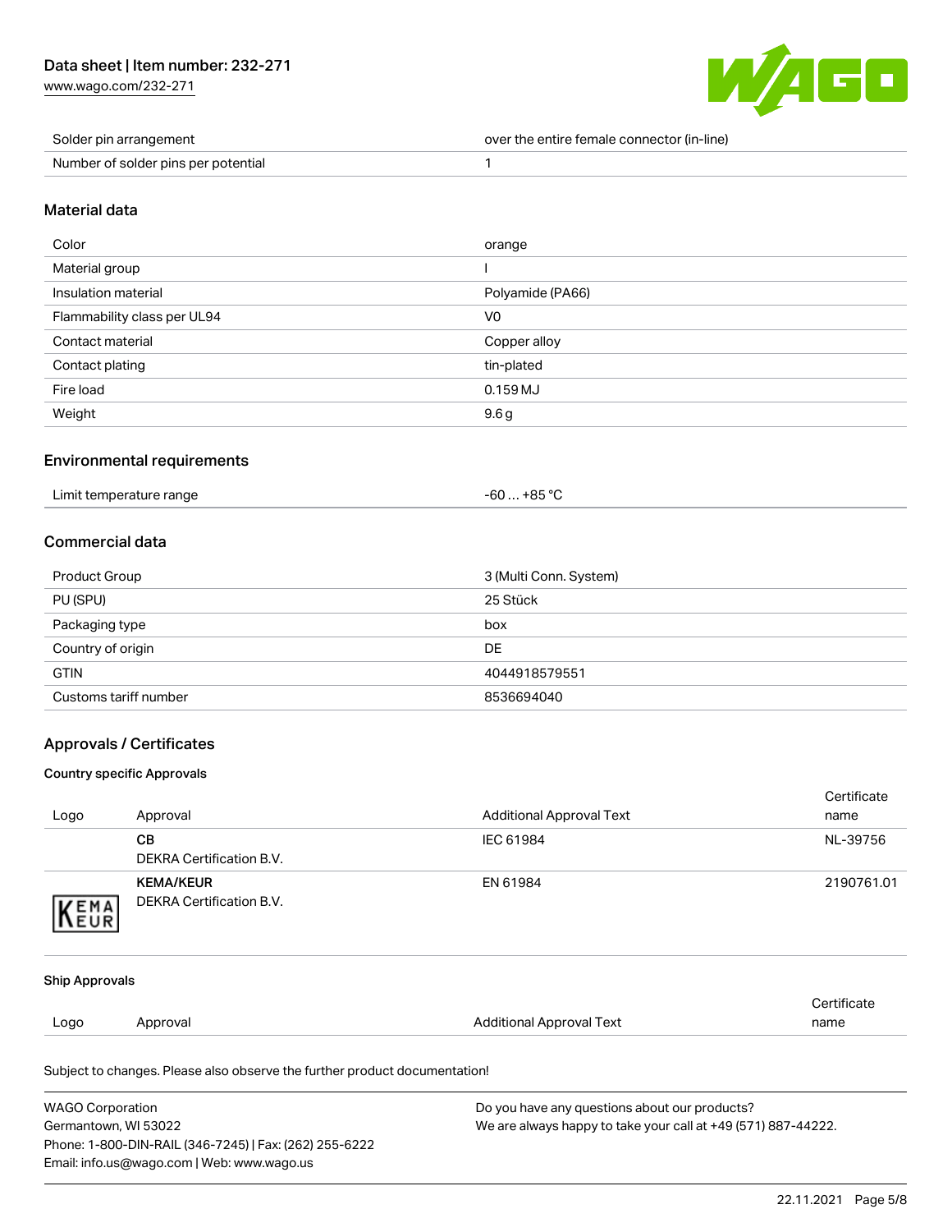| | |
|---|---|
| Solder pin arrangement | over the entire female connector (in-line) |
| Number of solder pins per potential | 1 |

## Material data

| | |
|---|---|
| Color | orange |
| Material group | I |
| Insulation material | Polyamide (PA66) |
| Flammability class per UL94 | V0 |
| Contact material | Copper alloy |
| Contact plating | tin-plated |
| Fire load | 0.159 MJ |
| Weight | 9.6 g |

## Environmental requirements

| | |
|---|---|
| Limit temperature range | -60 … +85 °C |

## Commercial data

| | |
|---|---|
| Product Group | 3 (Multi Conn. System) |
| PU (SPU) | 25 Stück |
| Packaging type | box |
| Country of origin | DE |
| GTIN | 4044918579551 |
| Customs tariff number | 8536694040 |

## Approvals / Certificates

### Country specific Approvals

| Logo | Approval | Additional Approval Text | Certificate name |
|---|---|---|---|
| | **CB**<br>DEKRA Certification B.V. | IEC 61984 | NL-39756 |
| | **KEMA/KEUR**<br>DEKRA Certification B.V. | EN 61984 | 2190761.01 |

### Ship Approvals

| Logo | Approval | Additional Approval Text | Certificate name |
|---|---|---|---|

Subject to changes. Please also observe the further product documentation!

WAGO Corporation
Germantown, WI 53022
Phone: 1-800-DIN-RAIL (346-7245) | Fax: (262) 255-6222
Email: info.us@wago.com | Web: www.wago.us

Do you have any questions about our products?
We are always happy to take your call at +49 (571) 887-44222.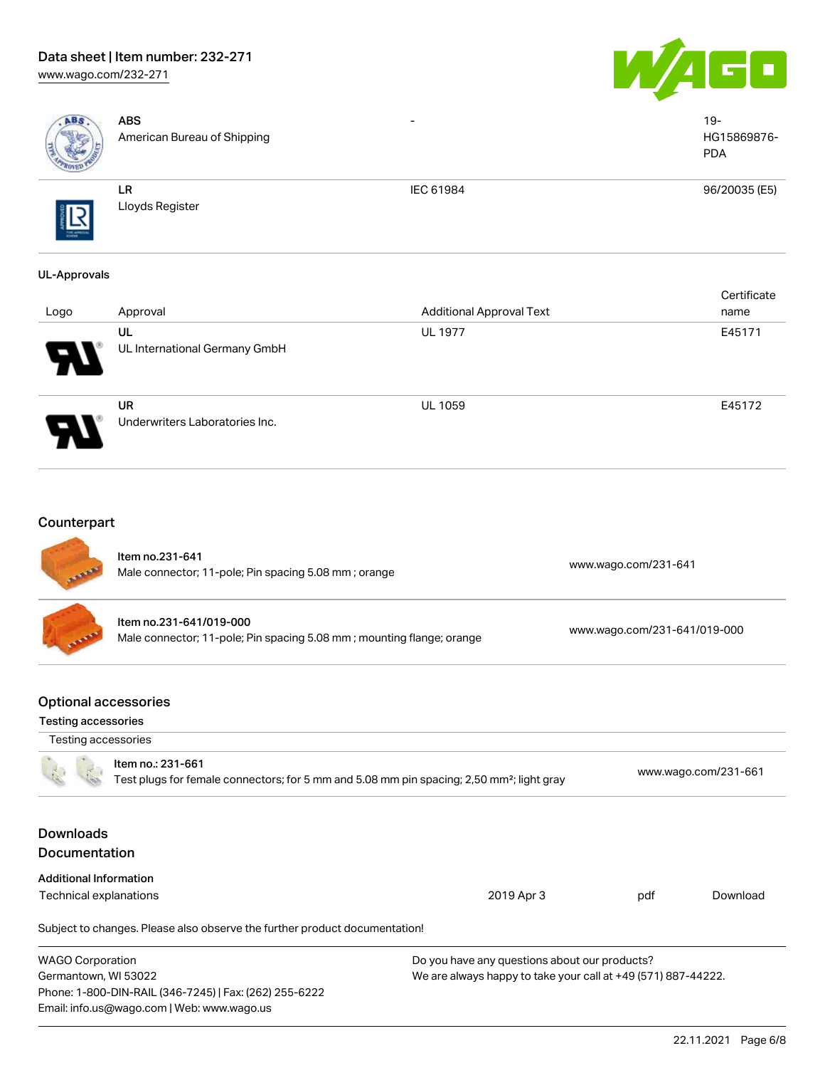| Logo | Approval | Additional Approval Text | Certificate name |
|---|---|---|---|
| | **ABS** American Bureau of Shipping | - | 19-HG15869876-PDA |
| | **LR** Lloyds Register | IEC 61984 | 96/20035 (E5) |

### UL-Approvals

| Logo | Approval | Additional Approval Text | Certificate name |
|---|---|---|---|
| | **UL** UL International Germany GmbH | UL 1977 | E45171 |
| | **UR** Underwriters Laboratories Inc. | UL 1059 | E45172 |

## Counterpart

| Item | Link |
|---|---|
| **Item no.231-641** Male connector; 11-pole; Pin spacing 5.08 mm ; orange | www.wago.com/231-641 |
| **Item no.231-641/019-000** Male connector; 11-pole; Pin spacing 5.08 mm ; mounting flange; orange | www.wago.com/231-641/019-000 |

## Optional accessories

### Testing accessories

| Testing accessories | |
|---|---|
| **Item no.: 231-661** Test plugs for female connectors; for 5 mm and 5.08 mm pin spacing; 2,50 mm²; light gray | www.wago.com/231-661 |

## Downloads

## Documentation

### Additional Information

| | | | |
|---|---|---|---|
| Technical explanations | 2019 Apr 3 | pdf | Download |

Subject to changes. Please also observe the further product documentation!

WAGO Corporation
Germantown, WI 53022
Phone: 1-800-DIN-RAIL (346-7245) | Fax: (262) 255-6222
Email: info.us@wago.com | Web: www.wago.us

Do you have any questions about our products?
We are always happy to take your call at +49 (571) 887-44222.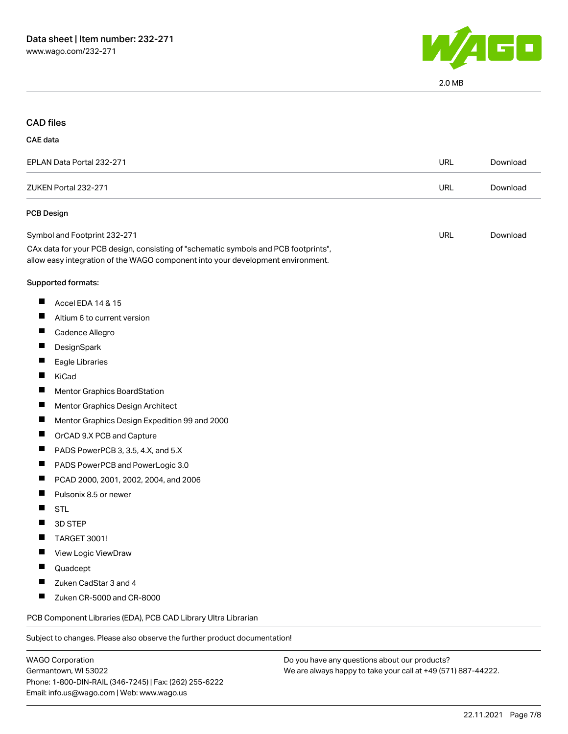2.0 MB

## CAD files

### CAE data

| | | |
|---|---|---|
| EPLAN Data Portal 232-271 | URL | Download |
| ZUKEN Portal 232-271 | URL | Download |

### PCB Design

| | | |
|---|---|---|
| Symbol and Footprint 232-271 | URL | Download |

CAx data for your PCB design, consisting of "schematic symbols and PCB footprints", allow easy integration of the WAGO component into your development environment.

Supported formats:

- Accel EDA 14 & 15
- Altium 6 to current version
- Cadence Allegro
- DesignSpark
- Eagle Libraries
- KiCad
- Mentor Graphics BoardStation
- Mentor Graphics Design Architect
- Mentor Graphics Design Expedition 99 and 2000
- OrCAD 9.X PCB and Capture
- PADS PowerPCB 3, 3.5, 4.X, and 5.X
- PADS PowerPCB and PowerLogic 3.0
- PCAD 2000, 2001, 2002, 2004, and 2006
- Pulsonix 8.5 or newer
- STL
- 3D STEP
- TARGET 3001!
- View Logic ViewDraw
- Quadcept
- Zuken CadStar 3 and 4
- Zuken CR-5000 and CR-8000

PCB Component Libraries (EDA), PCB CAD Library Ultra Librarian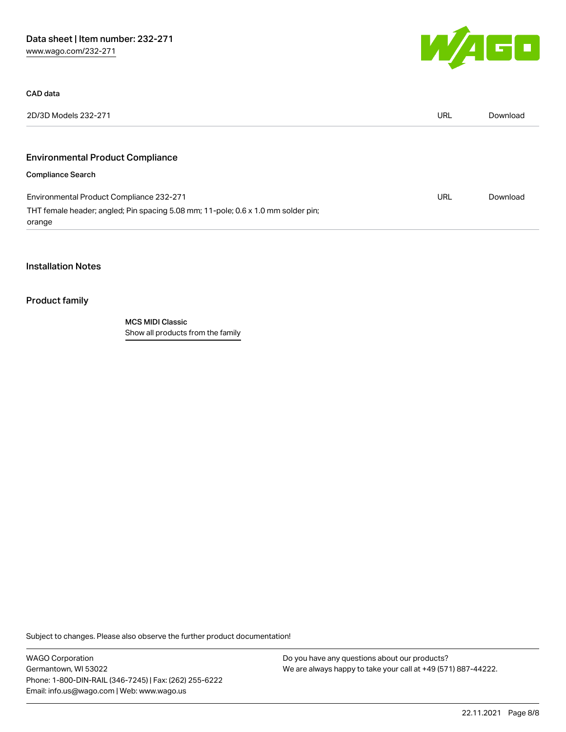### CAD data

| | | |
|---|---|---|
| 2D/3D Models 232-271 | URL | Download |

## Environmental Product Compliance

### Compliance Search

| | | |
|---|---|---|
| Environmental Product Compliance 232-271<br>THT female header; angled; Pin spacing 5.08 mm; 11-pole; 0.6 x 1.0 mm solder pin; orange | URL | Download |

## Installation Notes

## Product family

**MCS MIDI Classic**
Show all products from the family

Subject to changes. Please also observe the further product documentation!

WAGO Corporation
Germantown, WI 53022
Phone: 1-800-DIN-RAIL (346-7245) | Fax: (262) 255-6222
Email: info.us@wago.com | Web: www.wago.us

Do you have any questions about our products?
We are always happy to take your call at +49 (571) 887-44222.